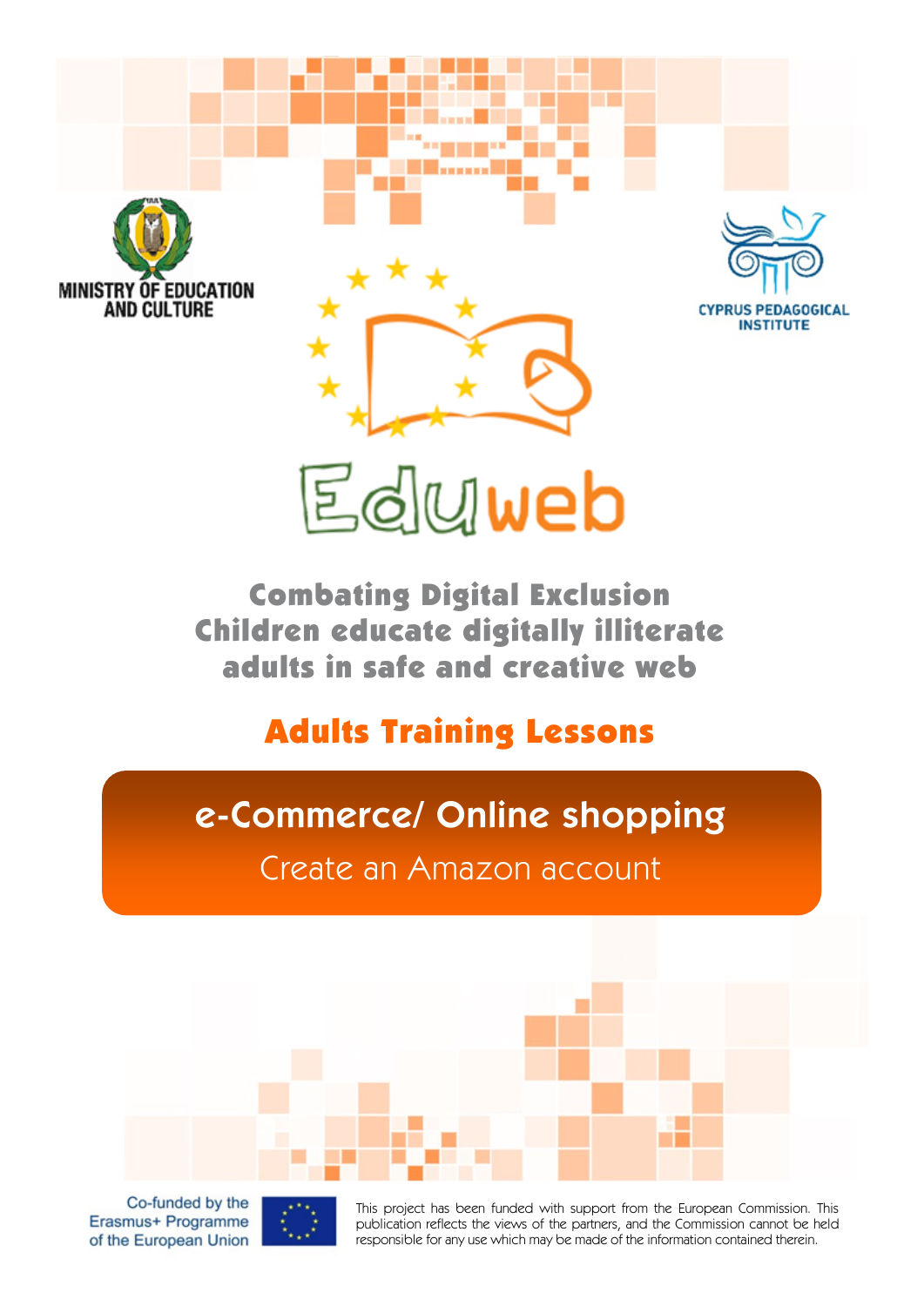MINISTRY OF EDUCATION AND CULTURE

CYPRUS PEDAGOGICAL INSTITUTE

Eduweb

# Combating Digital Exclusion Children educate digitally illiterate adults in safe and creative web

## Adults Training Lessons

## e-Commerce/ Online shopping

### Create an Amazon account

Co-funded by the Erasmus+ Programme of the European Union

This project has been funded with support from the European Commission. This publication reflects the views of the partners, and the Commission cannot be held responsible for any use which may be made of the information contained therein.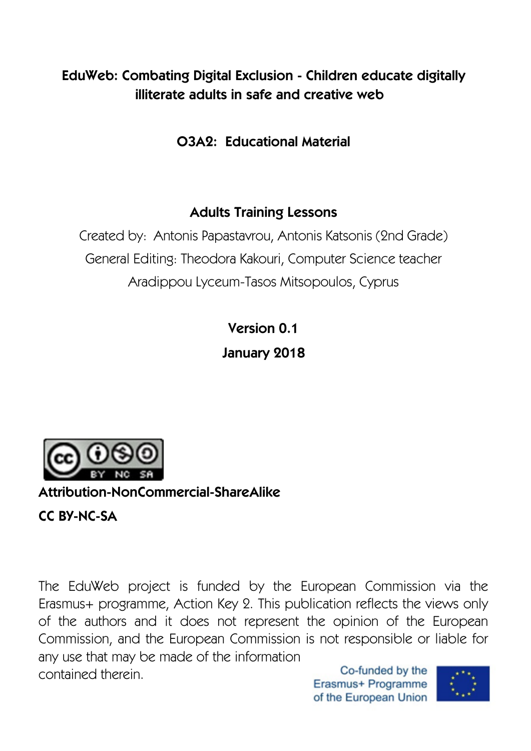**EduWeb: Combating Digital Exclusion - Children educate digitally illiterate adults in safe and creative web**

**O3A2: Educational Material**

**Adults Training Lessons**

Created by: Antonis Papastavrou, Antonis Katsonis (2nd Grade)

General Editing: Theodora Kakouri, Computer Science teacher

Aradippou Lyceum-Tasos Mitsopoulos, Cyprus

**Version 0.1**

**January 2018**

**Attribution-NonCommercial-ShareAlike**

**CC BY-NC-SA**

The EduWeb project is funded by the European Commission via the Erasmus+ programme, Action Key 2. This publication reflects the views only of the authors and it does not represent the opinion of the European Commission, and the European Commission is not responsible or liable for any use that may be made of the information contained therein.

Co-funded by the Erasmus+ Programme of the European Union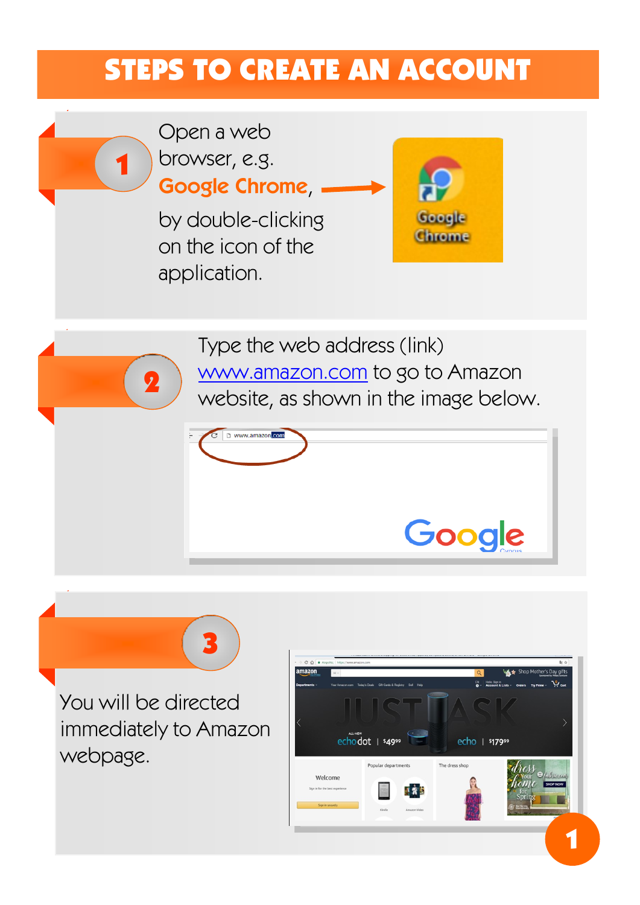# STEPS TO CREATE AN ACCOUNT

1. Open a web browser, e.g. **Google Chrome**, by double-clicking on the icon of the application.

2. Type the web address (link) www.amazon.com to go to Amazon website, as shown in the image below.

3. You will be directed immediately to Amazon webpage.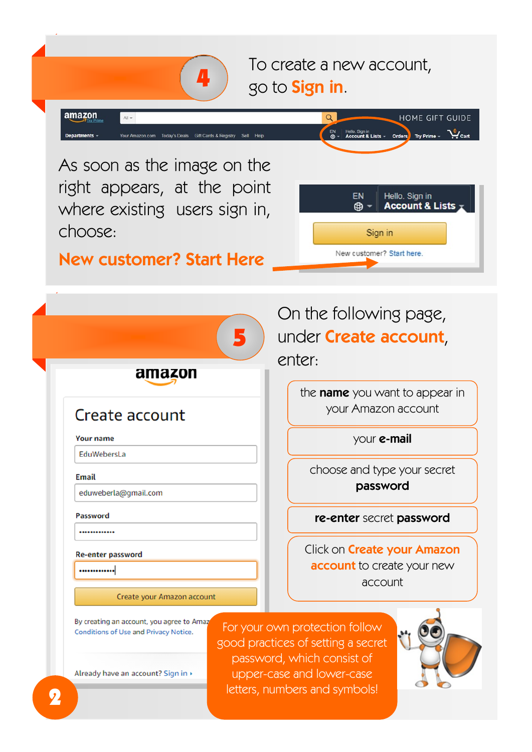## 4

To create a new account, go to **Sign in**.

As soon as the image on the right appears, at the point where existing users sign in, choose:

**New customer? Start Here**

## 5

On the following page, under **Create account**, enter:

- the **name** you want to appear in your Amazon account
- your **e-mail**
- choose and type your secret **password**
- **re-enter** secret **password**
- Click on **Create your Amazon account** to create your new account

For your own protection follow good practices of setting a secret password, which consist of upper-case and lower-case letters, numbers and symbols!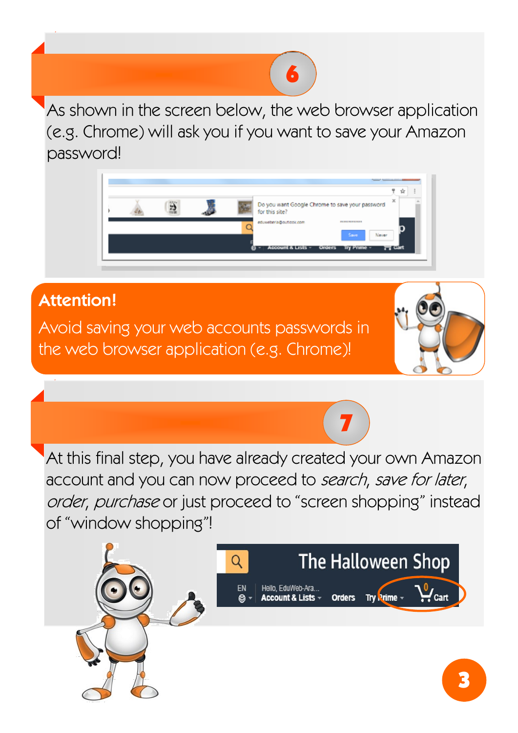## 6

As shown in the screen below, the web browser application (e.g. Chrome) will ask you if you want to save your Amazon password!

**Attention!**

Avoid saving your web accounts passwords in the web browser application (e.g. Chrome)!

## 7

At this final step, you have already created your own Amazon account and you can now proceed to *search*, *save for later*, *order*, *purchase* or just proceed to "screen shopping" instead of "window shopping"!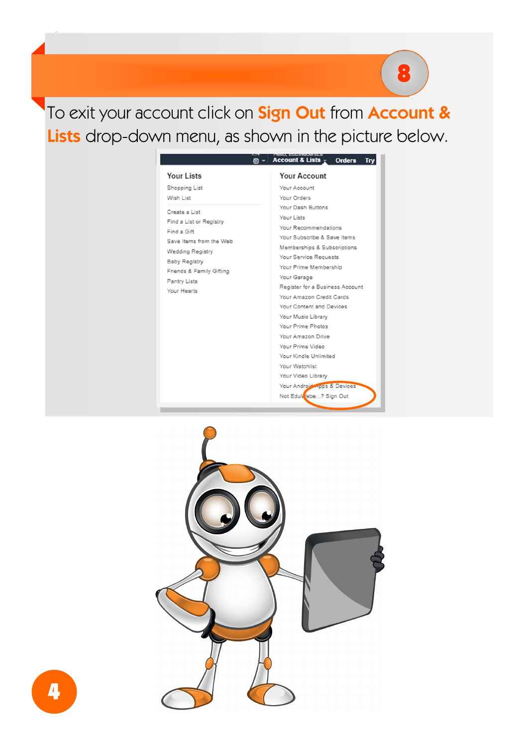## 8

To exit your account click on **Sign Out** from **Account & Lists** drop-down menu, as shown in the picture below.